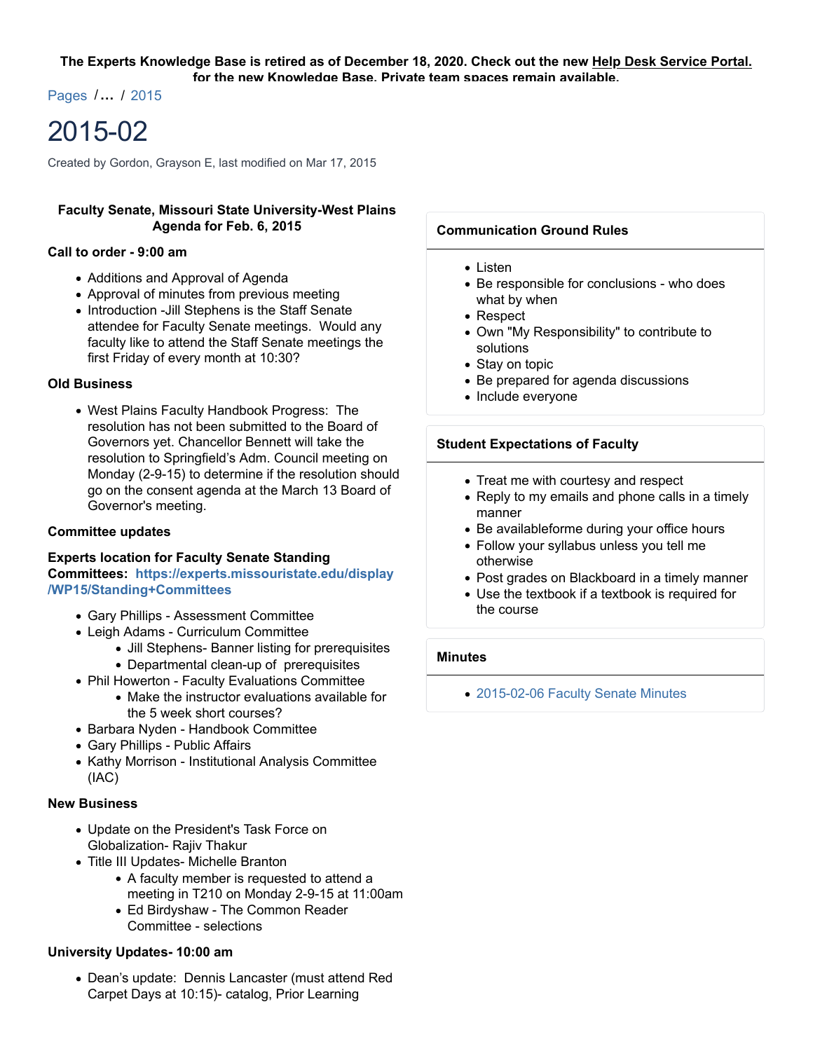The Experts Knowledge Base is retired as of December 18, 2020. Check out the new Help Desk Service Portal. for the new Knowledge Base. Private team spaces remain available.

Pages /… / 2015

# 2015-02

Created by Gordon, Grayson E, last modified on Mar 17, 2015

**Faculty Senate, Missouri State University-West Plains**
**Agenda for Feb. 6, 2015**

**Call to order - 9:00 am**

- Additions and Approval of Agenda
- Approval of minutes from previous meeting
- Introduction -Jill Stephens is the Staff Senate attendee for Faculty Senate meetings. Would any faculty like to attend the Staff Senate meetings the first Friday of every month at 10:30?

**Old Business**

- West Plains Faculty Handbook Progress: The resolution has not been submitted to the Board of Governors yet. Chancellor Bennett will take the resolution to Springfield's Adm. Council meeting on Monday (2-9-15) to determine if the resolution should go on the consent agenda at the March 13 Board of Governor's meeting.

**Committee updates**

**Experts location for Faculty Senate Standing Committees: https://experts.missouristate.edu/display/WP15/Standing+Committees**

- Gary Phillips - Assessment Committee
- Leigh Adams - Curriculum Committee
  - Jill Stephens- Banner listing for prerequisites
  - Departmental clean-up of prerequisites
- Phil Howerton - Faculty Evaluations Committee
  - Make the instructor evaluations available for the 5 week short courses?
- Barbara Nyden - Handbook Committee
- Gary Phillips - Public Affairs
- Kathy Morrison - Institutional Analysis Committee (IAC)

**New Business**

- Update on the President's Task Force on Globalization- Rajiv Thakur
- Title III Updates- Michelle Branton
  - A faculty member is requested to attend a meeting in T210 on Monday 2-9-15 at 11:00am
  - Ed Birdyshaw - The Common Reader Committee - selections

**University Updates- 10:00 am**

- Dean's update: Dennis Lancaster (must attend Red Carpet Days at 10:15)- catalog, Prior Learning

**Communication Ground Rules**

- Listen
- Be responsible for conclusions - who does what by when
- Respect
- Own "My Responsibility" to contribute to solutions
- Stay on topic
- Be prepared for agenda discussions
- Include everyone

**Student Expectations of Faculty**

- Treat me with courtesy and respect
- Reply to my emails and phone calls in a timely manner
- Be availableforme during your office hours
- Follow your syllabus unless you tell me otherwise
- Post grades on Blackboard in a timely manner
- Use the textbook if a textbook is required for the course

**Minutes**

- 2015-02-06 Faculty Senate Minutes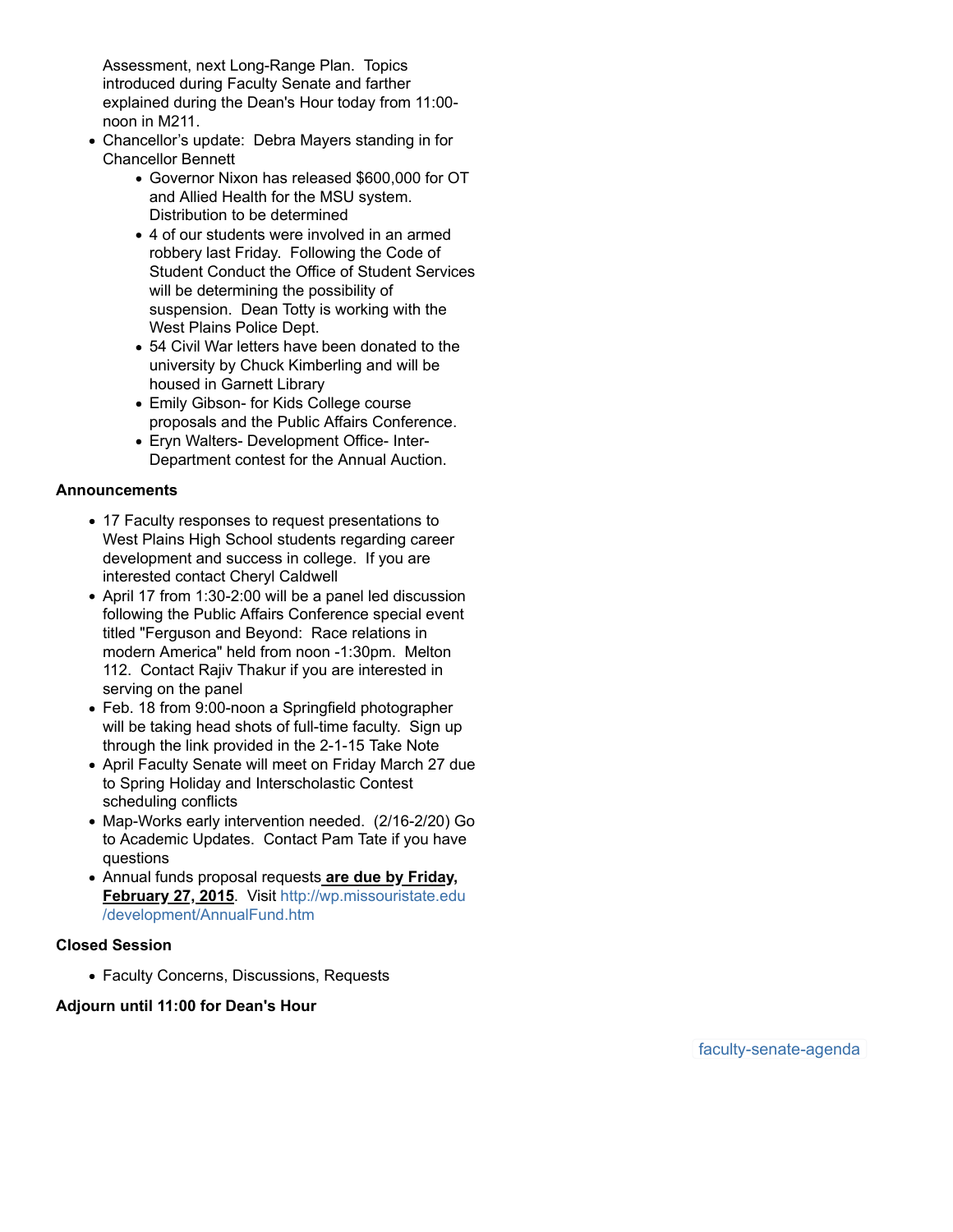Assessment, next Long-Range Plan. Topics introduced during Faculty Senate and farther explained during the Dean's Hour today from 11:00-noon in M211.

- Chancellor's update: Debra Mayers standing in for Chancellor Bennett
    - Governor Nixon has released $600,000 for OT and Allied Health for the MSU system. Distribution to be determined
    - 4 of our students were involved in an armed robbery last Friday. Following the Code of Student Conduct the Office of Student Services will be determining the possibility of suspension. Dean Totty is working with the West Plains Police Dept.
    - 54 Civil War letters have been donated to the university by Chuck Kimberling and will be housed in Garnett Library
    - Emily Gibson- for Kids College course proposals and the Public Affairs Conference.
    - Eryn Walters- Development Office- Inter-Department contest for the Annual Auction.

**Announcements**

- 17 Faculty responses to request presentations to West Plains High School students regarding career development and success in college. If you are interested contact Cheryl Caldwell
- April 17 from 1:30-2:00 will be a panel led discussion following the Public Affairs Conference special event titled "Ferguson and Beyond: Race relations in modern America" held from noon -1:30pm. Melton 112. Contact Rajiv Thakur if you are interested in serving on the panel
- Feb. 18 from 9:00-noon a Springfield photographer will be taking head shots of full-time faculty. Sign up through the link provided in the 2-1-15 Take Note
- April Faculty Senate will meet on Friday March 27 due to Spring Holiday and Interscholastic Contest scheduling conflicts
- Map-Works early intervention needed. (2/16-2/20) Go to Academic Updates. Contact Pam Tate if you have questions
- Annual funds proposal requests **are due by Friday, February 27, 2015**. Visit http://wp.missouristate.edu/development/AnnualFund.htm

**Closed Session**

- Faculty Concerns, Discussions, Requests

**Adjourn until 11:00 for Dean's Hour**

faculty-senate-agenda